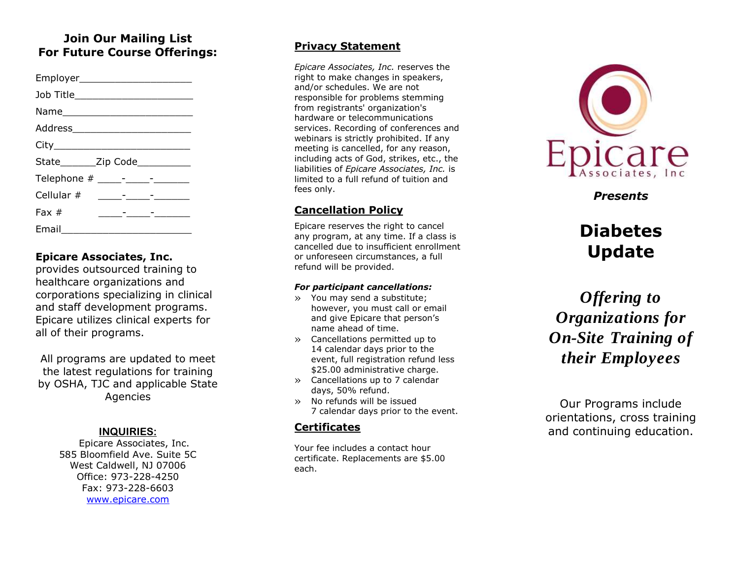## Join Our Mailing List
## For Future Course Offerings:

Employer___________________

Job Title____________________

Name______________________

Address____________________

City_______________________

State______Zip Code_________

Telephone # ____-____-______

Cellular # ____-____-______

Fax # ____-____-______

Email______________________

**Epicare Associates, Inc.** provides outsourced training to healthcare organizations and corporations specializing in clinical and staff development programs. Epicare utilizes clinical experts for all of their programs.

All programs are updated to meet the latest regulations for training by OSHA, TJC and applicable State Agencies

**INQUIRIES:**

Epicare Associates, Inc.
585 Bloomfield Ave. Suite 5C
West Caldwell, NJ 07006
Office: 973-228-4250
Fax: 973-228-6603
www.epicare.com

## Privacy Statement

*Epicare Associates, Inc.* reserves the right to make changes in speakers, and/or schedules. We are not responsible for problems stemming from registrants' organization's hardware or telecommunications services. Recording of conferences and webinars is strictly prohibited. If any meeting is cancelled, for any reason, including acts of God, strikes, etc., the liabilities of *Epicare Associates, Inc.* is limited to a full refund of tuition and fees only.

## Cancellation Policy

Epicare reserves the right to cancel any program, at any time. If a class is cancelled due to insufficient enrollment or unforeseen circumstances, a full refund will be provided.

***For participant cancellations:***

- » You may send a substitute; however, you must call or email and give Epicare that person's name ahead of time.
- » Cancellations permitted up to 14 calendar days prior to the event, full registration refund less $25.00 administrative charge.
- » Cancellations up to 7 calendar days, 50% refund.
- » No refunds will be issued 7 calendar days prior to the event.

## Certificates

Your fee includes a contact hour certificate. Replacements are $5.00 each.

Epicare Associates, Inc

***Presents***

# Diabetes Update

***Offering to Organizations for On-Site Training of their Employees***

Our Programs include orientations, cross training and continuing education.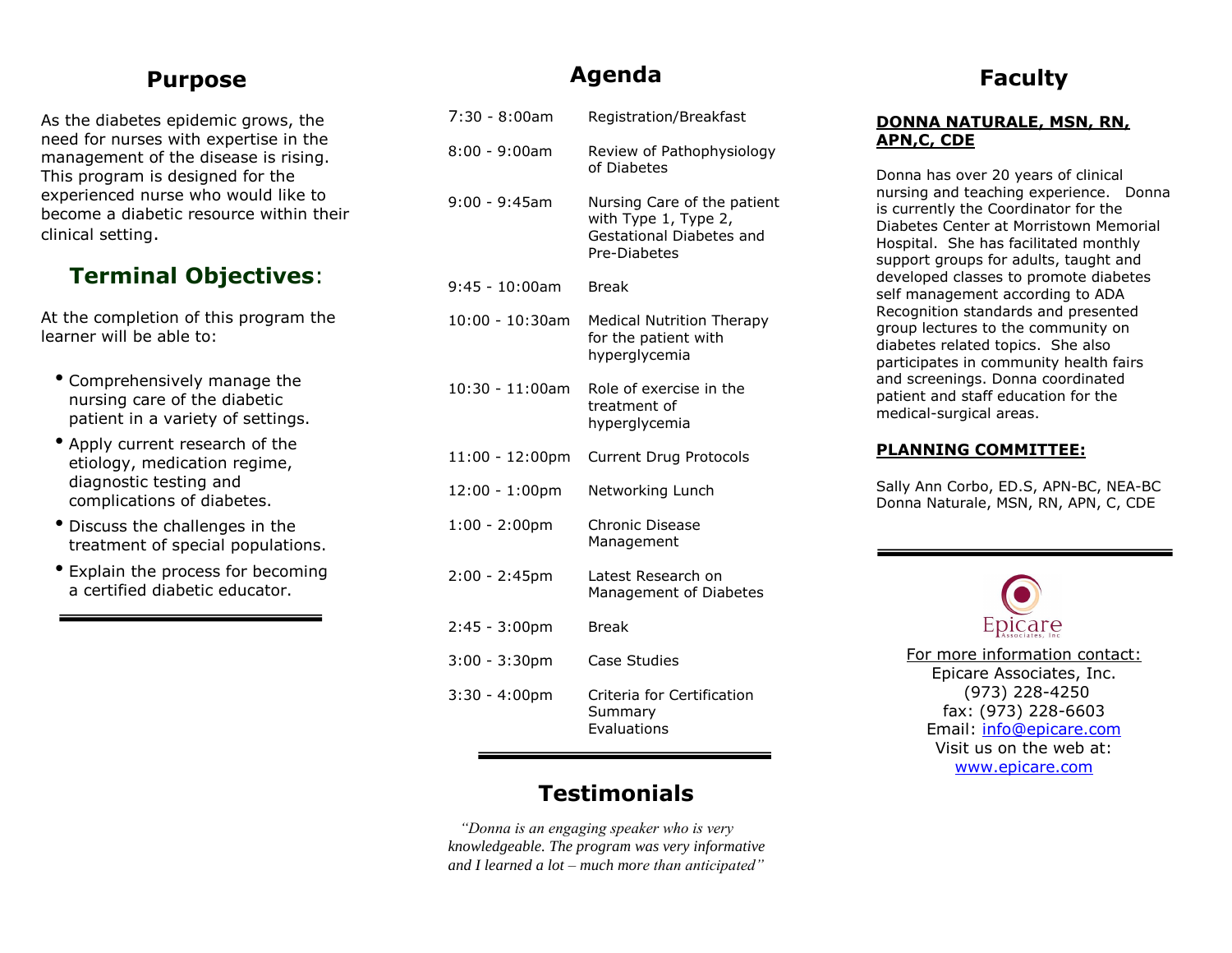## Purpose

As the diabetes epidemic grows, the need for nurses with expertise in the management of the disease is rising. This program is designed for the experienced nurse who would like to become a diabetic resource within their clinical setting.

## Terminal Objectives:

At the completion of this program the learner will be able to:

- Comprehensively manage the nursing care of the diabetic patient in a variety of settings.
- Apply current research of the etiology, medication regime, diagnostic testing and complications of diabetes.
- Discuss the challenges in the treatment of special populations.
- Explain the process for becoming a certified diabetic educator.

## Agenda

| | |
|---|---|
| 7:30 - 8:00am | Registration/Breakfast |
| 8:00 - 9:00am | Review of Pathophysiology of Diabetes |
| 9:00 - 9:45am | Nursing Care of the patient with Type 1, Type 2, Gestational Diabetes and Pre-Diabetes |
| 9:45 - 10:00am | Break |
| 10:00 - 10:30am | Medical Nutrition Therapy for the patient with hyperglycemia |
| 10:30 - 11:00am | Role of exercise in the treatment of hyperglycemia |
| 11:00 - 12:00pm | Current Drug Protocols |
| 12:00 - 1:00pm | Networking Lunch |
| 1:00 - 2:00pm | Chronic Disease Management |
| 2:00 - 2:45pm | Latest Research on Management of Diabetes |
| 2:45 - 3:00pm | Break |
| 3:00 - 3:30pm | Case Studies |
| 3:30 - 4:00pm | Criteria for Certification Summary Evaluations |

## Testimonials

*"Donna is an engaging speaker who is very knowledgeable. The program was very informative and I learned a lot – much more than anticipated"*

## Faculty

**DONNA NATURALE, MSN, RN, APN,C, CDE**

Donna has over 20 years of clinical nursing and teaching experience. Donna is currently the Coordinator for the Diabetes Center at Morristown Memorial Hospital. She has facilitated monthly support groups for adults, taught and developed classes to promote diabetes self management according to ADA Recognition standards and presented group lectures to the community on diabetes related topics. She also participates in community health fairs and screenings. Donna coordinated patient and staff education for the medical-surgical areas.

**PLANNING COMMITTEE:**

Sally Ann Corbo, ED.S, APN-BC, NEA-BC
Donna Naturale, MSN, RN, APN, C, CDE

Epicare Associates, Inc

For more information contact:
Epicare Associates, Inc.
(973) 228-4250
fax: (973) 228-6603
Email: info@epicare.com
Visit us on the web at:
www.epicare.com